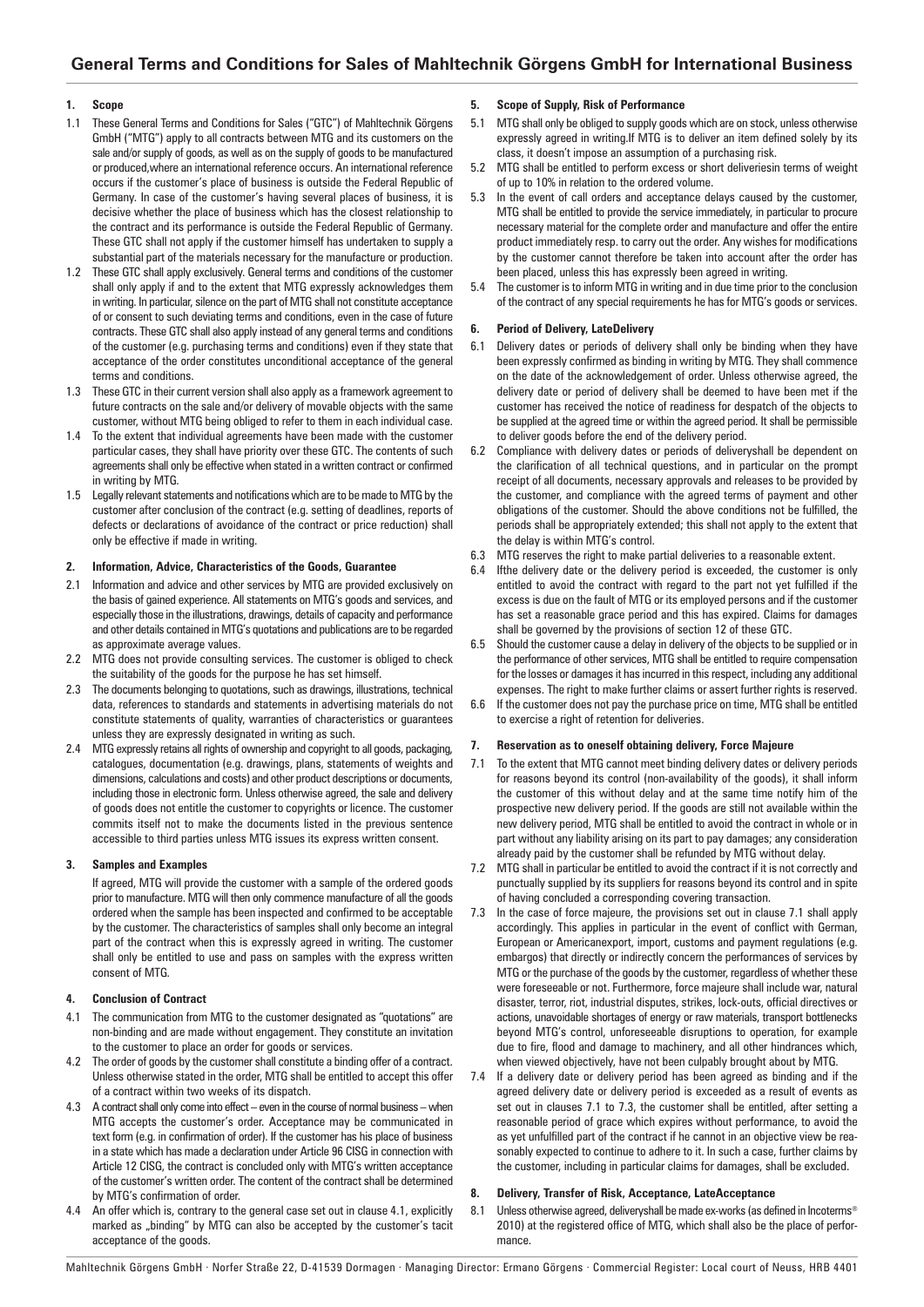# General Terms and Conditions for Sales of Mahltechnik Görgens GmbH for International Business

## 1. Scope

1.1 These General Terms and Conditions for Sales ("GTC") of Mahltechnik Görgens GmbH ("MTG") apply to all contracts between MTG and its customers on the sale and/or supply of goods, as well as on the supply of goods to be manufactured or produced,where an international reference occurs. An international reference occurs if the customer's place of business is outside the Federal Republic of Germany. In case of the customer's having several places of business, it is decisive whether the place of business which has the closest relationship to the contract and its performance is outside the Federal Republic of Germany. These GTC shall not apply if the customer himself has undertaken to supply a substantial part of the materials necessary for the manufacture or production.

1.2 These GTC shall apply exclusively. General terms and conditions of the customer shall only apply if and to the extent that MTG expressly acknowledges them in writing. In particular, silence on the part of MTG shall not constitute acceptance of or consent to such deviating terms and conditions, even in the case of future contracts. These GTC shall also apply instead of any general terms and conditions of the customer (e.g. purchasing terms and conditions) even if they state that acceptance of the order constitutes unconditional acceptance of the general terms and conditions.

1.3 These GTC in their current version shall also apply as a framework agreement to future contracts on the sale and/or delivery of movable objects with the same customer, without MTG being obliged to refer to them in each individual case.

1.4 To the extent that individual agreements have been made with the customer particular cases, they shall have priority over these GTC. The contents of such agreements shall only be effective when stated in a written contract or confirmed in writing by MTG.

1.5 Legally relevant statements and notifications which are to be made to MTG by the customer after conclusion of the contract (e.g. setting of deadlines, reports of defects or declarations of avoidance of the contract or price reduction) shall only be effective if made in writing.

## 2. Information, Advice, Characteristics of the Goods, Guarantee

2.1 Information and advice and other services by MTG are provided exclusively on the basis of gained experience. All statements on MTG's goods and services, and especially those in the illustrations, drawings, details of capacity and performance and other details contained in MTG's quotations and publications are to be regarded as approximate average values.

2.2 MTG does not provide consulting services. The customer is obliged to check the suitability of the goods for the purpose he has set himself.

2.3 The documents belonging to quotations, such as drawings, illustrations, technical data, references to standards and statements in advertising materials do not constitute statements of quality, warranties of characteristics or guarantees unless they are expressly designated in writing as such.

2.4 MTG expressly retains all rights of ownership and copyright to all goods, packaging, catalogues, documentation (e.g. drawings, plans, statements of weights and dimensions, calculations and costs) and other product descriptions or documents, including those in electronic form. Unless otherwise agreed, the sale and delivery of goods does not entitle the customer to copyrights or licence. The customer commits itself not to make the documents listed in the previous sentence accessible to third parties unless MTG issues its express written consent.

## 3. Samples and Examples

If agreed, MTG will provide the customer with a sample of the ordered goods prior to manufacture. MTG will then only commence manufacture of all the goods ordered when the sample has been inspected and confirmed to be acceptable by the customer. The characteristics of samples shall only become an integral part of the contract when this is expressly agreed in writing. The customer shall only be entitled to use and pass on samples with the express written consent of MTG.

## 4. Conclusion of Contract

4.1 The communication from MTG to the customer designated as "quotations" are non-binding and are made without engagement. They constitute an invitation to the customer to place an order for goods or services.

4.2 The order of goods by the customer shall constitute a binding offer of a contract. Unless otherwise stated in the order, MTG shall be entitled to accept this offer of a contract within two weeks of its dispatch.

4.3 A contract shall only come into effect – even in the course of normal business – when MTG accepts the customer's order. Acceptance may be communicated in text form (e.g. in confirmation of order). If the customer has his place of business in a state which has made a declaration under Article 96 CISG in connection with Article 12 CISG, the contract is concluded only with MTG's written acceptance of the customer's written order. The content of the contract shall be determined by MTG's confirmation of order.

4.4 An offer which is, contrary to the general case set out in clause 4.1, explicitly marked as „binding" by MTG can also be accepted by the customer's tacit acceptance of the goods.

## 5. Scope of Supply, Risk of Performance

5.1 MTG shall only be obliged to supply goods which are on stock, unless otherwise expressly agreed in writing.If MTG is to deliver an item defined solely by its class, it doesn't impose an assumption of a purchasing risk.

5.2 MTG shall be entitled to perform excess or short deliveriesin terms of weight of up to 10% in relation to the ordered volume.

5.3 In the event of call orders and acceptance delays caused by the customer, MTG shall be entitled to provide the service immediately, in particular to procure necessary material for the complete order and manufacture and offer the entire product immediately resp. to carry out the order. Any wishes for modifications by the customer cannot therefore be taken into account after the order has been placed, unless this has expressly been agreed in writing.

5.4 The customer is to inform MTG in writing and in due time prior to the conclusion of the contract of any special requirements he has for MTG's goods or services.

## 6. Period of Delivery, LateDelivery

6.1 Delivery dates or periods of delivery shall only be binding when they have been expressly confirmed as binding in writing by MTG. They shall commence on the date of the acknowledgement of order. Unless otherwise agreed, the delivery date or period of delivery shall be deemed to have been met if the customer has received the notice of readiness for despatch of the objects to be supplied at the agreed time or within the agreed period. It shall be permissible to deliver goods before the end of the delivery period.

6.2 Compliance with delivery dates or periods of deliveryshall be dependent on the clarification of all technical questions, and in particular on the prompt receipt of all documents, necessary approvals and releases to be provided by the customer, and compliance with the agreed terms of payment and other obligations of the customer. Should the above conditions not be fulfilled, the periods shall be appropriately extended; this shall not apply to the extent that the delay is within MTG's control.

6.3 MTG reserves the right to make partial deliveries to a reasonable extent.

6.4 Ifthe delivery date or the delivery period is exceeded, the customer is only entitled to avoid the contract with regard to the part not yet fulfilled if the excess is due on the fault of MTG or its employed persons and if the customer has set a reasonable grace period and this has expired. Claims for damages shall be governed by the provisions of section 12 of these GTC.

6.5 Should the customer cause a delay in delivery of the objects to be supplied or in the performance of other services, MTG shall be entitled to require compensation for the losses or damages it has incurred in this respect, including any additional expenses. The right to make further claims or assert further rights is reserved.

6.6 If the customer does not pay the purchase price on time, MTG shall be entitled to exercise a right of retention for deliveries.

## 7. Reservation as to oneself obtaining delivery, Force Majeure

7.1 To the extent that MTG cannot meet binding delivery dates or delivery periods for reasons beyond its control (non-availability of the goods), it shall inform the customer of this without delay and at the same time notify him of the prospective new delivery period. If the goods are still not available within the new delivery period, MTG shall be entitled to avoid the contract in whole or in part without any liability arising on its part to pay damages; any consideration already paid by the customer shall be refunded by MTG without delay.

7.2 MTG shall in particular be entitled to avoid the contract if it is not correctly and punctually supplied by its suppliers for reasons beyond its control and in spite of having concluded a corresponding covering transaction.

7.3 In the case of force majeure, the provisions set out in clause 7.1 shall apply accordingly. This applies in particular in the event of conflict with German, European or Americanexport, import, customs and payment regulations (e.g. embargos) that directly or indirectly concern the performances of services by MTG or the purchase of the goods by the customer, regardless of whether these were foreseeable or not. Furthermore, force majeure shall include war, natural disaster, terror, riot, industrial disputes, strikes, lock-outs, official directives or actions, unavoidable shortages of energy or raw materials, transport bottlenecks beyond MTG's control, unforeseeable disruptions to operation, for example due to fire, flood and damage to machinery, and all other hindrances which, when viewed objectively, have not been culpably brought about by MTG.

7.4 If a delivery date or delivery period has been agreed as binding and if the agreed delivery date or delivery period is exceeded as a result of events as set out in clauses 7.1 to 7.3, the customer shall be entitled, after setting a reasonable period of grace which expires without performance, to avoid the as yet unfulfilled part of the contract if he cannot in an objective view be reasonably expected to continue to adhere to it. In such a case, further claims by the customer, including in particular claims for damages, shall be excluded.

## 8. Delivery, Transfer of Risk, Acceptance, LateAcceptance

8.1 Unless otherwise agreed, deliveryshall be made ex-works (as defined in Incoterms® 2010) at the registered office of MTG, which shall also be the place of performance.

Mahltechnik Görgens GmbH · Norfer Straße 22, D-41539 Dormagen · Managing Director: Ermano Görgens · Commercial Register: Local court of Neuss, HRB 4401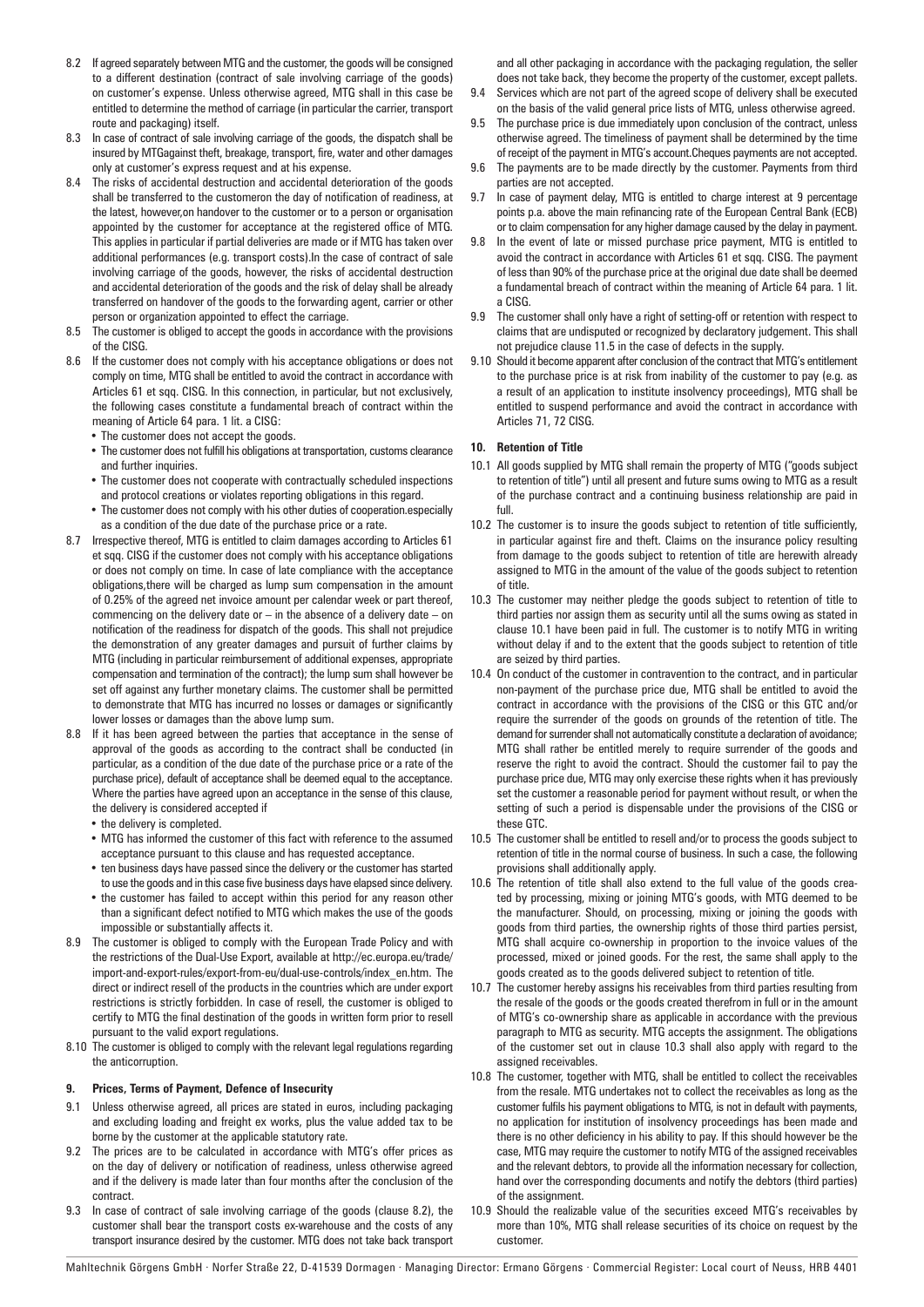8.2 If agreed separately between MTG and the customer, the goods will be consigned to a different destination (contract of sale involving carriage of the goods) on customer's expense. Unless otherwise agreed, MTG shall in this case be entitled to determine the method of carriage (in particular the carrier, transport route and packaging) itself.

8.3 In case of contract of sale involving carriage of the goods, the dispatch shall be insured by MTGagainst theft, breakage, transport, fire, water and other damages only at customer's express request and at his expense.

8.4 The risks of accidental destruction and accidental deterioration of the goods shall be transferred to the customeron the day of notification of readiness, at the latest, however,on handover to the customer or to a person or organisation appointed by the customer for acceptance at the registered office of MTG. This applies in particular if partial deliveries are made or if MTG has taken over additional performances (e.g. transport costs).In the case of contract of sale involving carriage of the goods, however, the risks of accidental destruction and accidental deterioration of the goods and the risk of delay shall be already transferred on handover of the goods to the forwarding agent, carrier or other person or organization appointed to effect the carriage.

8.5 The customer is obliged to accept the goods in accordance with the provisions of the CISG.

8.6 If the customer does not comply with his acceptance obligations or does not comply on time, MTG shall be entitled to avoid the contract in accordance with Articles 61 et sqq. CISG. In this connection, in particular, but not exclusively, the following cases constitute a fundamental breach of contract within the meaning of Article 64 para. 1 lit. a CISG:
- The customer does not accept the goods.
- The customer does not fulfill his obligations at transportation, customs clearance and further inquiries.
- The customer does not cooperate with contractually scheduled inspections and protocol creations or violates reporting obligations in this regard.
- The customer does not comply with his other duties of cooperation.especially as a condition of the due date of the purchase price or a rate.

8.7 Irrespective thereof, MTG is entitled to claim damages according to Articles 61 et sqq. CISG if the customer does not comply with his acceptance obligations or does not comply on time. In case of late compliance with the acceptance obligations,there will be charged as lump sum compensation in the amount of 0.25% of the agreed net invoice amount per calendar week or part thereof, commencing on the delivery date or – in the absence of a delivery date – on notification of the readiness for dispatch of the goods. This shall not prejudice the demonstration of any greater damages and pursuit of further claims by MTG (including in particular reimbursement of additional expenses, appropriate compensation and termination of the contract); the lump sum shall however be set off against any further monetary claims. The customer shall be permitted to demonstrate that MTG has incurred no losses or damages or significantly lower losses or damages than the above lump sum.

8.8 If it has been agreed between the parties that acceptance in the sense of approval of the goods as according to the contract shall be conducted (in particular, as a condition of the due date of the purchase price or a rate of the purchase price), default of acceptance shall be deemed equal to the acceptance. Where the parties have agreed upon an acceptance in the sense of this clause, the delivery is considered accepted if
- the delivery is completed.
- MTG has informed the customer of this fact with reference to the assumed acceptance pursuant to this clause and has requested acceptance.
- ten business days have passed since the delivery or the customer has started to use the goods and in this case five business days have elapsed since delivery.
- the customer has failed to accept within this period for any reason other than a significant defect notified to MTG which makes the use of the goods impossible or substantially affects it.

8.9 The customer is obliged to comply with the European Trade Policy and with the restrictions of the Dual-Use Export, available at http://ec.europa.eu/trade/import-and-export-rules/export-from-eu/dual-use-controls/index_en.htm. The direct or indirect resell of the products in the countries which are under export restrictions is strictly forbidden. In case of resell, the customer is obliged to certify to MTG the final destination of the goods in written form prior to resell pursuant to the valid export regulations.

8.10 The customer is obliged to comply with the relevant legal regulations regarding the anticorruption.

## 9. Prices, Terms of Payment, Defence of Insecurity

9.1 Unless otherwise agreed, all prices are stated in euros, including packaging and excluding loading and freight ex works, plus the value added tax to be borne by the customer at the applicable statutory rate.

9.2 The prices are to be calculated in accordance with MTG's offer prices as on the day of delivery or notification of readiness, unless otherwise agreed and if the delivery is made later than four months after the conclusion of the contract.

9.3 In case of contract of sale involving carriage of the goods (clause 8.2), the customer shall bear the transport costs ex-warehouse and the costs of any transport insurance desired by the customer. MTG does not take back transport and all other packaging in accordance with the packaging regulation, the seller does not take back, they become the property of the customer, except pallets.

9.4 Services which are not part of the agreed scope of delivery shall be executed on the basis of the valid general price lists of MTG, unless otherwise agreed.

9.5 The purchase price is due immediately upon conclusion of the contract, unless otherwise agreed. The timeliness of payment shall be determined by the time of receipt of the payment in MTG's account.Cheques payments are not accepted.

9.6 The payments are to be made directly by the customer. Payments from third parties are not accepted.

9.7 In case of payment delay, MTG is entitled to charge interest at 9 percentage points p.a. above the main refinancing rate of the European Central Bank (ECB) or to claim compensation for any higher damage caused by the delay in payment.

9.8 In the event of late or missed purchase price payment, MTG is entitled to avoid the contract in accordance with Articles 61 et sqq. CISG. The payment of less than 90% of the purchase price at the original due date shall be deemed a fundamental breach of contract within the meaning of Article 64 para. 1 lit. a CISG.

9.9 The customer shall only have a right of setting-off or retention with respect to claims that are undisputed or recognized by declaratory judgement. This shall not prejudice clause 11.5 in the case of defects in the supply.

9.10 Should it become apparent after conclusion of the contract that MTG's entitlement to the purchase price is at risk from inability of the customer to pay (e.g. as a result of an application to institute insolvency proceedings), MTG shall be entitled to suspend performance and avoid the contract in accordance with Articles 71, 72 CISG.

## 10. Retention of Title

10.1 All goods supplied by MTG shall remain the property of MTG ("goods subject to retention of title") until all present and future sums owing to MTG as a result of the purchase contract and a continuing business relationship are paid in full.

10.2 The customer is to insure the goods subject to retention of title sufficiently, in particular against fire and theft. Claims on the insurance policy resulting from damage to the goods subject to retention of title are herewith already assigned to MTG in the amount of the value of the goods subject to retention of title.

10.3 The customer may neither pledge the goods subject to retention of title to third parties nor assign them as security until all the sums owing as stated in clause 10.1 have been paid in full. The customer is to notify MTG in writing without delay if and to the extent that the goods subject to retention of title are seized by third parties.

10.4 On conduct of the customer in contravention to the contract, and in particular non-payment of the purchase price due, MTG shall be entitled to avoid the contract in accordance with the provisions of the CISG or this GTC and/or require the surrender of the goods on grounds of the retention of title. The demand for surrender shall not automatically constitute a declaration of avoidance; MTG shall rather be entitled merely to require surrender of the goods and reserve the right to avoid the contract. Should the customer fail to pay the purchase price due, MTG may only exercise these rights when it has previously set the customer a reasonable period for payment without result, or when the setting of such a period is dispensable under the provisions of the CISG or these GTC.

10.5 The customer shall be entitled to resell and/or to process the goods subject to retention of title in the normal course of business. In such a case, the following provisions shall additionally apply.

10.6 The retention of title shall also extend to the full value of the goods created by processing, mixing or joining MTG's goods, with MTG deemed to be the manufacturer. Should, on processing, mixing or joining the goods with goods from third parties, the ownership rights of those third parties persist, MTG shall acquire co-ownership in proportion to the invoice values of the processed, mixed or joined goods. For the rest, the same shall apply to the goods created as to the goods delivered subject to retention of title.

10.7 The customer hereby assigns his receivables from third parties resulting from the resale of the goods or the goods created therefrom in full or in the amount of MTG's co-ownership share as applicable in accordance with the previous paragraph to MTG as security. MTG accepts the assignment. The obligations of the customer set out in clause 10.3 shall also apply with regard to the assigned receivables.

10.8 The customer, together with MTG, shall be entitled to collect the receivables from the resale. MTG undertakes not to collect the receivables as long as the customer fulfils his payment obligations to MTG, is not in default with payments, no application for institution of insolvency proceedings has been made and there is no other deficiency in his ability to pay. If this should however be the case, MTG may require the customer to notify MTG of the assigned receivables and the relevant debtors, to provide all the information necessary for collection, hand over the corresponding documents and notify the debtors (third parties) of the assignment.

10.9 Should the realizable value of the securities exceed MTG's receivables by more than 10%, MTG shall release securities of its choice on request by the customer.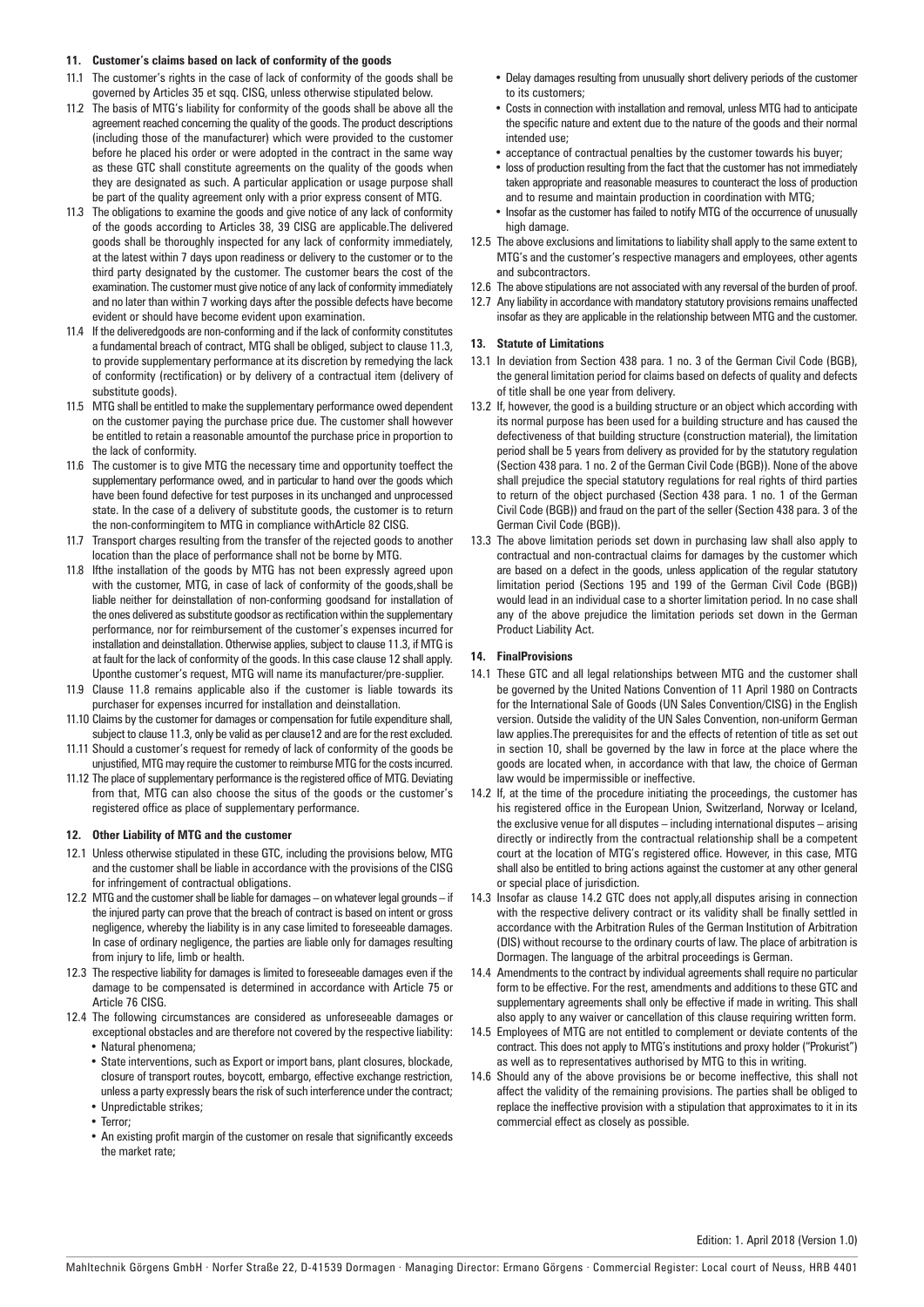## 11. Customer's claims based on lack of conformity of the goods

11.1 The customer's rights in the case of lack of conformity of the goods shall be governed by Articles 35 et sqq. CISG, unless otherwise stipulated below.

11.2 The basis of MTG's liability for conformity of the goods shall be above all the agreement reached concerning the quality of the goods. The product descriptions (including those of the manufacturer) which were provided to the customer before he placed his order or were adopted in the contract in the same way as these GTC shall constitute agreements on the quality of the goods when they are designated as such. A particular application or usage purpose shall be part of the quality agreement only with a prior express consent of MTG.

11.3 The obligations to examine the goods and give notice of any lack of conformity of the goods according to Articles 38, 39 CISG are applicable.The delivered goods shall be thoroughly inspected for any lack of conformity immediately, at the latest within 7 days upon readiness or delivery to the customer or to the third party designated by the customer. The customer bears the cost of the examination. The customer must give notice of any lack of conformity immediately and no later than within 7 working days after the possible defects have become evident or should have become evident upon examination.

11.4 If the deliveredgoods are non-conforming and if the lack of conformity constitutes a fundamental breach of contract, MTG shall be obliged, subject to clause 11.3, to provide supplementary performance at its discretion by remedying the lack of conformity (rectification) or by delivery of a contractual item (delivery of substitute goods).

11.5 MTG shall be entitled to make the supplementary performance owed dependent on the customer paying the purchase price due. The customer shall however be entitled to retain a reasonable amountof the purchase price in proportion to the lack of conformity.

11.6 The customer is to give MTG the necessary time and opportunity toeffect the supplementary performance owed, and in particular to hand over the goods which have been found defective for test purposes in its unchanged and unprocessed state. In the case of a delivery of substitute goods, the customer is to return the non-conformingitem to MTG in compliance withArticle 82 CISG.

11.7 Transport charges resulting from the transfer of the rejected goods to another location than the place of performance shall not be borne by MTG.

11.8 Ifthe installation of the goods by MTG has not been expressly agreed upon with the customer, MTG, in case of lack of conformity of the goods,shall be liable neither for deinstallation of non-conforming goodsand for installation of the ones delivered as substitute goodsor as rectification within the supplementary performance, nor for reimbursement of the customer's expenses incurred for installation and deinstallation. Otherwise applies, subject to clause 11.3, if MTG is at fault for the lack of conformity of the goods. In this case clause 12 shall apply. Uponthe customer's request, MTG will name its manufacturer/pre-supplier.

11.9 Clause 11.8 remains applicable also if the customer is liable towards its purchaser for expenses incurred for installation and deinstallation.

11.10 Claims by the customer for damages or compensation for futile expenditure shall, subject to clause 11.3, only be valid as per clause12 and are for the rest excluded.

11.11 Should a customer's request for remedy of lack of conformity of the goods be unjustified, MTG may require the customer to reimburse MTG for the costs incurred.

11.12 The place of supplementary performance is the registered office of MTG. Deviating from that, MTG can also choose the situs of the goods or the customer's registered office as place of supplementary performance.

## 12. Other Liability of MTG and the customer

12.1 Unless otherwise stipulated in these GTC, including the provisions below, MTG and the customer shall be liable in accordance with the provisions of the CISG for infringement of contractual obligations.

12.2 MTG and the customer shall be liable for damages – on whatever legal grounds – if the injured party can prove that the breach of contract is based on intent or gross negligence, whereby the liability is in any case limited to foreseeable damages. In case of ordinary negligence, the parties are liable only for damages resulting from injury to life, limb or health.

12.3 The respective liability for damages is limited to foreseeable damages even if the damage to be compensated is determined in accordance with Article 75 or Article 76 CISG.

12.4 The following circumstances are considered as unforeseeable damages or exceptional obstacles and are therefore not covered by the respective liability:
- Natural phenomena;
- State interventions, such as Export or import bans, plant closures, blockade, closure of transport routes, boycott, embargo, effective exchange restriction, unless a party expressly bears the risk of such interference under the contract;
- Unpredictable strikes;
- Terror;
- An existing profit margin of the customer on resale that significantly exceeds the market rate;
- Delay damages resulting from unusually short delivery periods of the customer to its customers;
- Costs in connection with installation and removal, unless MTG had to anticipate the specific nature and extent due to the nature of the goods and their normal intended use;
- acceptance of contractual penalties by the customer towards his buyer;
- loss of production resulting from the fact that the customer has not immediately taken appropriate and reasonable measures to counteract the loss of production and to resume and maintain production in coordination with MTG;
- Insofar as the customer has failed to notify MTG of the occurrence of unusually high damage.

12.5 The above exclusions and limitations to liability shall apply to the same extent to MTG's and the customer's respective managers and employees, other agents and subcontractors.

12.6 The above stipulations are not associated with any reversal of the burden of proof.

12.7 Any liability in accordance with mandatory statutory provisions remains unaffected insofar as they are applicable in the relationship between MTG and the customer.

## 13. Statute of Limitations

13.1 In deviation from Section 438 para. 1 no. 3 of the German Civil Code (BGB), the general limitation period for claims based on defects of quality and defects of title shall be one year from delivery.

13.2 If, however, the good is a building structure or an object which according with its normal purpose has been used for a building structure and has caused the defectiveness of that building structure (construction material), the limitation period shall be 5 years from delivery as provided for by the statutory regulation (Section 438 para. 1 no. 2 of the German Civil Code (BGB)). None of the above shall prejudice the special statutory regulations for real rights of third parties to return of the object purchased (Section 438 para. 1 no. 1 of the German Civil Code (BGB)) and fraud on the part of the seller (Section 438 para. 3 of the German Civil Code (BGB)).

13.3 The above limitation periods set down in purchasing law shall also apply to contractual and non-contractual claims for damages by the customer which are based on a defect in the goods, unless application of the regular statutory limitation period (Sections 195 and 199 of the German Civil Code (BGB)) would lead in an individual case to a shorter limitation period. In no case shall any of the above prejudice the limitation periods set down in the German Product Liability Act.

## 14. FinalProvisions

14.1 These GTC and all legal relationships between MTG and the customer shall be governed by the United Nations Convention of 11 April 1980 on Contracts for the International Sale of Goods (UN Sales Convention/CISG) in the English version. Outside the validity of the UN Sales Convention, non-uniform German law applies.The prerequisites for and the effects of retention of title as set out in section 10, shall be governed by the law in force at the place where the goods are located when, in accordance with that law, the choice of German law would be impermissible or ineffective.

14.2 If, at the time of the procedure initiating the proceedings, the customer has his registered office in the European Union, Switzerland, Norway or Iceland, the exclusive venue for all disputes – including international disputes – arising directly or indirectly from the contractual relationship shall be a competent court at the location of MTG's registered office. However, in this case, MTG shall also be entitled to bring actions against the customer at any other general or special place of jurisdiction.

14.3 Insofar as clause 14.2 GTC does not apply,all disputes arising in connection with the respective delivery contract or its validity shall be finally settled in accordance with the Arbitration Rules of the German Institution of Arbitration (DIS) without recourse to the ordinary courts of law. The place of arbitration is Dormagen. The language of the arbitral proceedings is German.

14.4 Amendments to the contract by individual agreements shall require no particular form to be effective. For the rest, amendments and additions to these GTC and supplementary agreements shall only be effective if made in writing. This shall also apply to any waiver or cancellation of this clause requiring written form.

14.5 Employees of MTG are not entitled to complement or deviate contents of the contract. This does not apply to MTG's institutions and proxy holder ("Prokurist") as well as to representatives authorised by MTG to this in writing.

14.6 Should any of the above provisions be or become ineffective, this shall not affect the validity of the remaining provisions. The parties shall be obliged to replace the ineffective provision with a stipulation that approximates to it in its commercial effect as closely as possible.

Edition: 1. April 2018 (Version 1.0)

Mahltechnik Görgens GmbH · Norfer Straße 22, D-41539 Dormagen · Managing Director: Ermano Görgens · Commercial Register: Local court of Neuss, HRB 4401